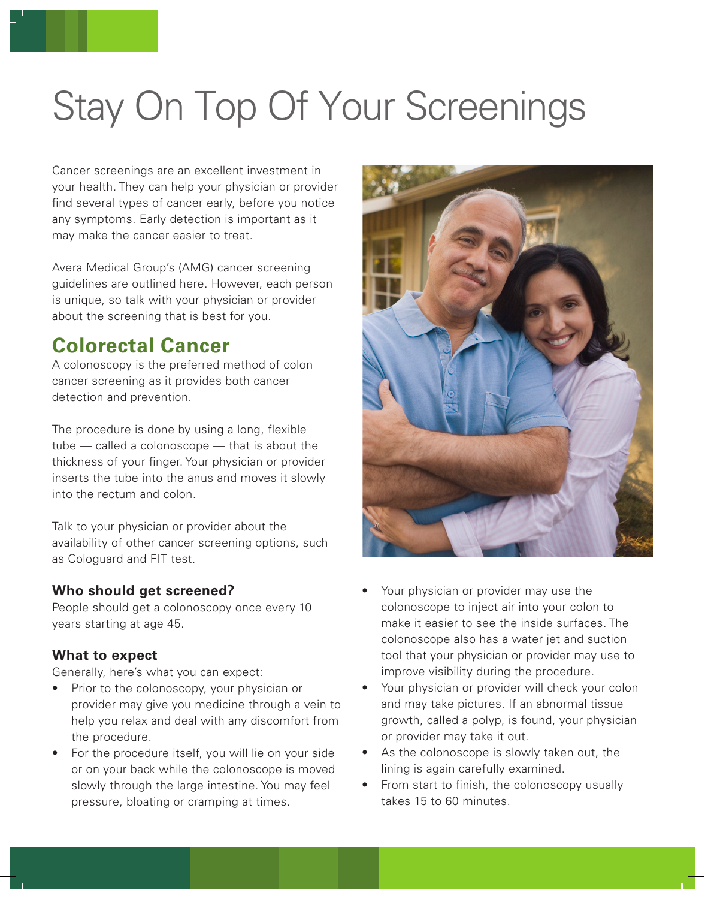# Stay On Top Of Your Screenings

Cancer screenings are an excellent investment in your health. They can help your physician or provider find several types of cancer early, before you notice any symptoms. Early detection is important as it may make the cancer easier to treat.

Avera Medical Group's (AMG) cancer screening guidelines are outlined here. However, each person is unique, so talk with your physician or provider about the screening that is best for you.

## Colorectal Cancer

A colonoscopy is the preferred method of colon cancer screening as it provides both cancer detection and prevention.

The procedure is done by using a long, flexible tube — called a colonoscope — that is about the thickness of your finger. Your physician or provider inserts the tube into the anus and moves it slowly into the rectum and colon.

Talk to your physician or provider about the availability of other cancer screening options, such as Cologuard and FIT test.

### Who should get screened?

People should get a colonoscopy once every 10 years starting at age 45.

### What to expect

Generally, here's what you can expect:

- Prior to the colonoscopy, your physician or provider may give you medicine through a vein to help you relax and deal with any discomfort from the procedure.
- For the procedure itself, you will lie on your side or on your back while the colonoscope is moved slowly through the large intestine. You may feel pressure, bloating or cramping at times.
- Your physician or provider may use the colonoscope to inject air into your colon to make it easier to see the inside surfaces. The colonoscope also has a water jet and suction tool that your physician or provider may use to improve visibility during the procedure.
- Your physician or provider will check your colon and may take pictures. If an abnormal tissue growth, called a polyp, is found, your physician or provider may take it out.
- As the colonoscope is slowly taken out, the lining is again carefully examined.
- From start to finish, the colonoscopy usually takes 15 to 60 minutes.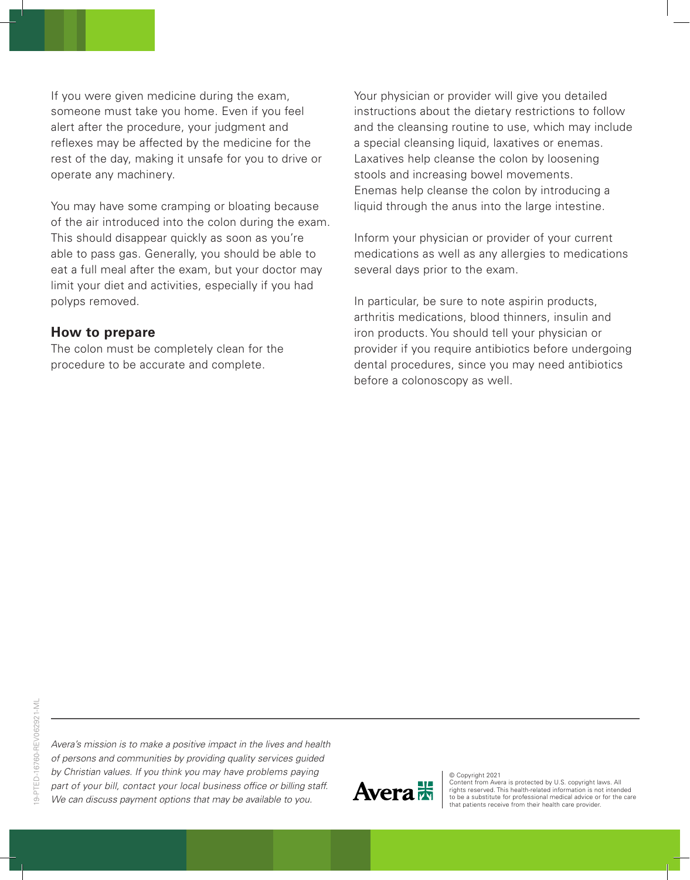If you were given medicine during the exam, someone must take you home. Even if you feel alert after the procedure, your judgment and reflexes may be affected by the medicine for the rest of the day, making it unsafe for you to drive or operate any machinery.

You may have some cramping or bloating because of the air introduced into the colon during the exam. This should disappear quickly as soon as you're able to pass gas. Generally, you should be able to eat a full meal after the exam, but your doctor may limit your diet and activities, especially if you had polyps removed.

### How to prepare

The colon must be completely clean for the procedure to be accurate and complete.

Your physician or provider will give you detailed instructions about the dietary restrictions to follow and the cleansing routine to use, which may include a special cleansing liquid, laxatives or enemas. Laxatives help cleanse the colon by loosening stools and increasing bowel movements. Enemas help cleanse the colon by introducing a liquid through the anus into the large intestine.

Inform your physician or provider of your current medications as well as any allergies to medications several days prior to the exam.

In particular, be sure to note aspirin products, arthritis medications, blood thinners, insulin and iron products. You should tell your physician or provider if you require antibiotics before undergoing dental procedures, since you may need antibiotics before a colonoscopy as well.

*Avera's mission is to make a positive impact in the lives and health of persons and communities by providing quality services guided by Christian values. If you think you may have problems paying part of your bill, contact your local business office or billing staff. We can discuss payment options that may be available to you.*

Avera

© Copyright 2021
Content from Avera is protected by U.S. copyright laws. All rights reserved. This health-related information is not intended to be a substitute for professional medical advice or for the care that patients receive from their health care provider.

19-PTED-16760-REV062921-ML